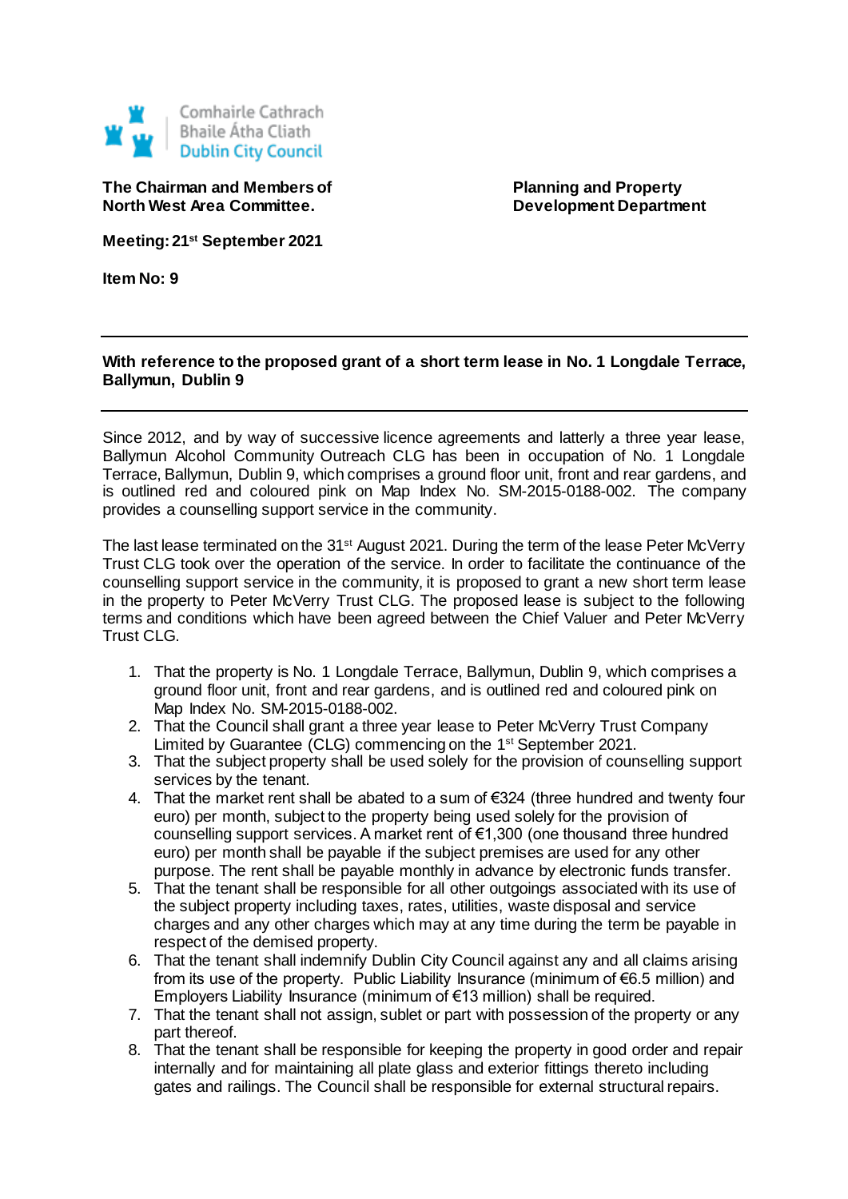Comhairle Cathrach
Bhaile Átha Cliath
Dublin City Council

**The Chairman and Members of North West Area Committee.**

**Planning and Property Development Department**

**Meeting: 21st September 2021**

**Item No: 9**

---

**With reference to the proposed grant of a short term lease in No. 1 Longdale Terrace, Ballymun, Dublin 9**

---

Since 2012, and by way of successive licence agreements and latterly a three year lease, Ballymun Alcohol Community Outreach CLG has been in occupation of No. 1 Longdale Terrace, Ballymun, Dublin 9, which comprises a ground floor unit, front and rear gardens, and is outlined red and coloured pink on Map Index No. SM-2015-0188-002. The company provides a counselling support service in the community.

The last lease terminated on the 31st August 2021. During the term of the lease Peter McVerry Trust CLG took over the operation of the service. In order to facilitate the continuance of the counselling support service in the community, it is proposed to grant a new short term lease in the property to Peter McVerry Trust CLG. The proposed lease is subject to the following terms and conditions which have been agreed between the Chief Valuer and Peter McVerry Trust CLG.

1. That the property is No. 1 Longdale Terrace, Ballymun, Dublin 9, which comprises a ground floor unit, front and rear gardens, and is outlined red and coloured pink on Map Index No. SM-2015-0188-002.
2. That the Council shall grant a three year lease to Peter McVerry Trust Company Limited by Guarantee (CLG) commencing on the 1st September 2021.
3. That the subject property shall be used solely for the provision of counselling support services by the tenant.
4. That the market rent shall be abated to a sum of €324 (three hundred and twenty four euro) per month, subject to the property being used solely for the provision of counselling support services. A market rent of €1,300 (one thousand three hundred euro) per month shall be payable if the subject premises are used for any other purpose. The rent shall be payable monthly in advance by electronic funds transfer.
5. That the tenant shall be responsible for all other outgoings associated with its use of the subject property including taxes, rates, utilities, waste disposal and service charges and any other charges which may at any time during the term be payable in respect of the demised property.
6. That the tenant shall indemnify Dublin City Council against any and all claims arising from its use of the property. Public Liability Insurance (minimum of €6.5 million) and Employers Liability Insurance (minimum of €13 million) shall be required.
7. That the tenant shall not assign, sublet or part with possession of the property or any part thereof.
8. That the tenant shall be responsible for keeping the property in good order and repair internally and for maintaining all plate glass and exterior fittings thereto including gates and railings. The Council shall be responsible for external structural repairs.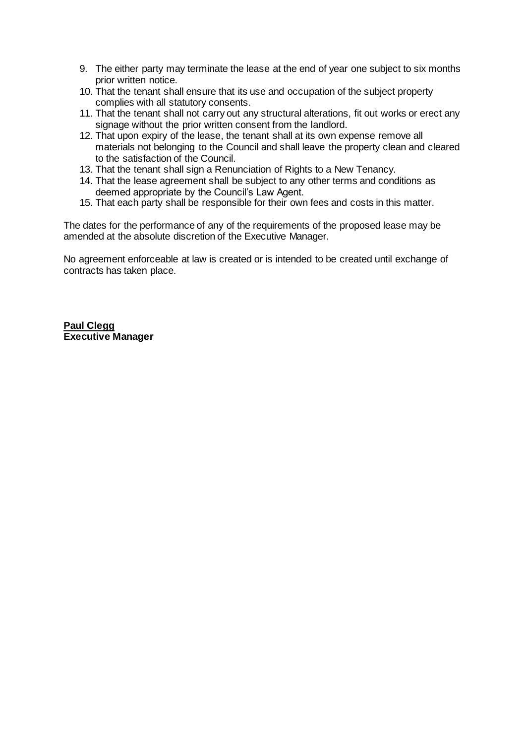9. The either party may terminate the lease at the end of year one subject to six months prior written notice.
10. That the tenant shall ensure that its use and occupation of the subject property complies with all statutory consents.
11. That the tenant shall not carry out any structural alterations, fit out works or erect any signage without the prior written consent from the landlord.
12. That upon expiry of the lease, the tenant shall at its own expense remove all materials not belonging to the Council and shall leave the property clean and cleared to the satisfaction of the Council.
13. That the tenant shall sign a Renunciation of Rights to a New Tenancy.
14. That the lease agreement shall be subject to any other terms and conditions as deemed appropriate by the Council's Law Agent.
15. That each party shall be responsible for their own fees and costs in this matter.

The dates for the performance of any of the requirements of the proposed lease may be amended at the absolute discretion of the Executive Manager.

No agreement enforceable at law is created or is intended to be created until exchange of contracts has taken place.

**Paul Clegg**
**Executive Manager**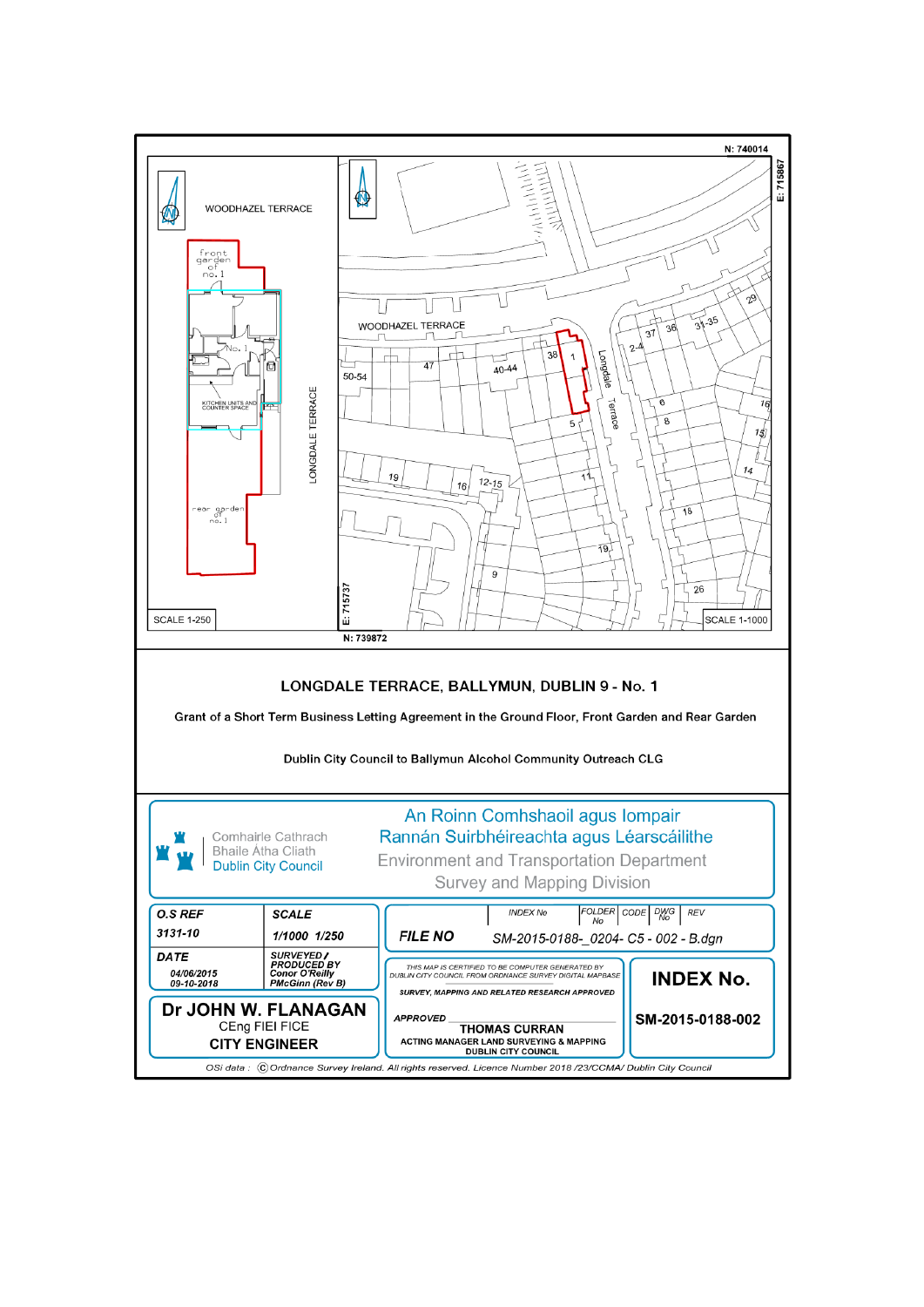N: 740014

E: 715867

WOODHAZEL TERRACE

front garden of no. 1

No. 1

KITCHEN UNITS AND COUNTER SPACE

rear garden of no. 1

LONGDALE TERRACE

SCALE 1-250

WOODHAZEL TERRACE

Longdale Terrace

E: 715737

N: 739872

SCALE 1-1000

## LONGDALE TERRACE, BALLYMUN, DUBLIN 9 - No. 1

Grant of a Short Term Business Letting Agreement in the Ground Floor, Front Garden and Rear Garden

Dublin City Council to Ballymun Alcohol Community Outreach CLG

Comhairle Cathrach Bhaile Átha Cliath
Dublin City Council

An Roinn Comhshaoil agus Iompair
Rannán Suirbhéireachta agus Léarscáilithe
Environment and Transportation Department
Survey and Mapping Division

| O.S REF | SCALE |
|---|---|
| 3131-10 | 1/1000 1/250 |
| DATE | SURVEYED / PRODUCED BY |
| 04/06/2015 09-10-2018 | Conor O'Reilly PMcGinn (Rev B) |

**Dr JOHN W. FLANAGAN**
CEng FIEI FICE
**CITY ENGINEER**

| | INDEX No | FOLDER No | CODE | DWG No | REV |
|---|---|---|---|---|---|
| FILE NO | SM-2015-0188-_0204- | C5 | - 002 | - B.dgn | |

THIS MAP IS CERTIFIED TO BE COMPUTER GENERATED BY DUBLIN CITY COUNCIL FROM ORDNANCE SURVEY DIGITAL MAPBASE

SURVEY, MAPPING AND RELATED RESEARCH APPROVED

APPROVED
THOMAS CURRAN
ACTING MANAGER LAND SURVEYING & MAPPING
DUBLIN CITY COUNCIL

**INDEX No.**
**SM-2015-0188-002**

OSi data : © Ordnance Survey Ireland. All rights reserved. Licence Number 2018 /23/CCMA/ Dublin City Council